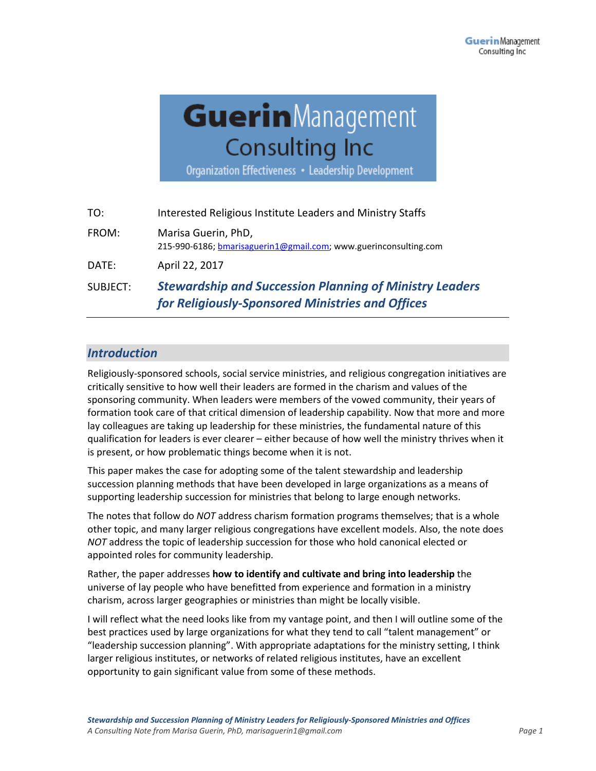**Guerin Management Consulting Inc**

Organization Effectiveness • Leadership Development

| | |
|---|---|
| TO: | Interested Religious Institute Leaders and Ministry Staffs |
| FROM: | Marisa Guerin, PhD, 215-990-6186; bmarisaguerin1@gmail.com; www.guerinconsulting.com |
| DATE: | April 22, 2017 |
| SUBJECT: | ***Stewardship and Succession Planning of Ministry Leaders for Religiously-Sponsored Ministries and Offices*** |

## *Introduction*

Religiously-sponsored schools, social service ministries, and religious congregation initiatives are critically sensitive to how well their leaders are formed in the charism and values of the sponsoring community. When leaders were members of the vowed community, their years of formation took care of that critical dimension of leadership capability. Now that more and more lay colleagues are taking up leadership for these ministries, the fundamental nature of this qualification for leaders is ever clearer – either because of how well the ministry thrives when it is present, or how problematic things become when it is not.

This paper makes the case for adopting some of the talent stewardship and leadership succession planning methods that have been developed in large organizations as a means of supporting leadership succession for ministries that belong to large enough networks.

The notes that follow do *NOT* address charism formation programs themselves; that is a whole other topic, and many larger religious congregations have excellent models. Also, the note does *NOT* address the topic of leadership succession for those who hold canonical elected or appointed roles for community leadership.

Rather, the paper addresses **how to identify and cultivate and bring into leadership** the universe of lay people who have benefitted from experience and formation in a ministry charism, across larger geographies or ministries than might be locally visible.

I will reflect what the need looks like from my vantage point, and then I will outline some of the best practices used by large organizations for what they tend to call "talent management" or "leadership succession planning". With appropriate adaptations for the ministry setting, I think larger religious institutes, or networks of related religious institutes, have an excellent opportunity to gain significant value from some of these methods.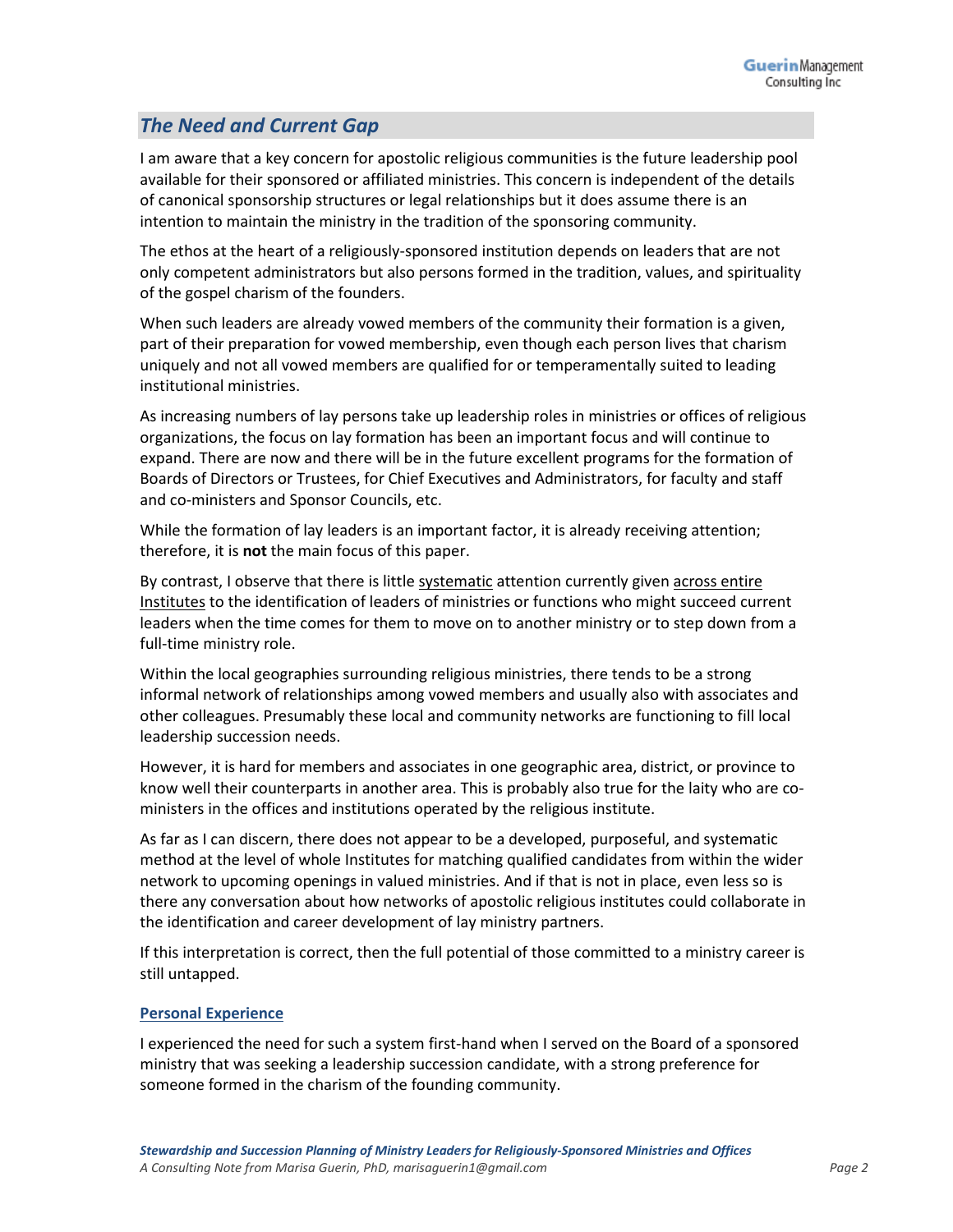## *The Need and Current Gap*

I am aware that a key concern for apostolic religious communities is the future leadership pool available for their sponsored or affiliated ministries. This concern is independent of the details of canonical sponsorship structures or legal relationships but it does assume there is an intention to maintain the ministry in the tradition of the sponsoring community.

The ethos at the heart of a religiously-sponsored institution depends on leaders that are not only competent administrators but also persons formed in the tradition, values, and spirituality of the gospel charism of the founders.

When such leaders are already vowed members of the community their formation is a given, part of their preparation for vowed membership, even though each person lives that charism uniquely and not all vowed members are qualified for or temperamentally suited to leading institutional ministries.

As increasing numbers of lay persons take up leadership roles in ministries or offices of religious organizations, the focus on lay formation has been an important focus and will continue to expand. There are now and there will be in the future excellent programs for the formation of Boards of Directors or Trustees, for Chief Executives and Administrators, for faculty and staff and co-ministers and Sponsor Councils, etc.

While the formation of lay leaders is an important factor, it is already receiving attention; therefore, it is **not** the main focus of this paper.

By contrast, I observe that there is little <u>systematic</u> attention currently given <u>across entire Institutes</u> to the identification of leaders of ministries or functions who might succeed current leaders when the time comes for them to move on to another ministry or to step down from a full-time ministry role.

Within the local geographies surrounding religious ministries, there tends to be a strong informal network of relationships among vowed members and usually also with associates and other colleagues. Presumably these local and community networks are functioning to fill local leadership succession needs.

However, it is hard for members and associates in one geographic area, district, or province to know well their counterparts in another area. This is probably also true for the laity who are co-ministers in the offices and institutions operated by the religious institute.

As far as I can discern, there does not appear to be a developed, purposeful, and systematic method at the level of whole Institutes for matching qualified candidates from within the wider network to upcoming openings in valued ministries. And if that is not in place, even less so is there any conversation about how networks of apostolic religious institutes could collaborate in the identification and career development of lay ministry partners.

If this interpretation is correct, then the full potential of those committed to a ministry career is still untapped.

### <u>Personal Experience</u>

I experienced the need for such a system first-hand when I served on the Board of a sponsored ministry that was seeking a leadership succession candidate, with a strong preference for someone formed in the charism of the founding community.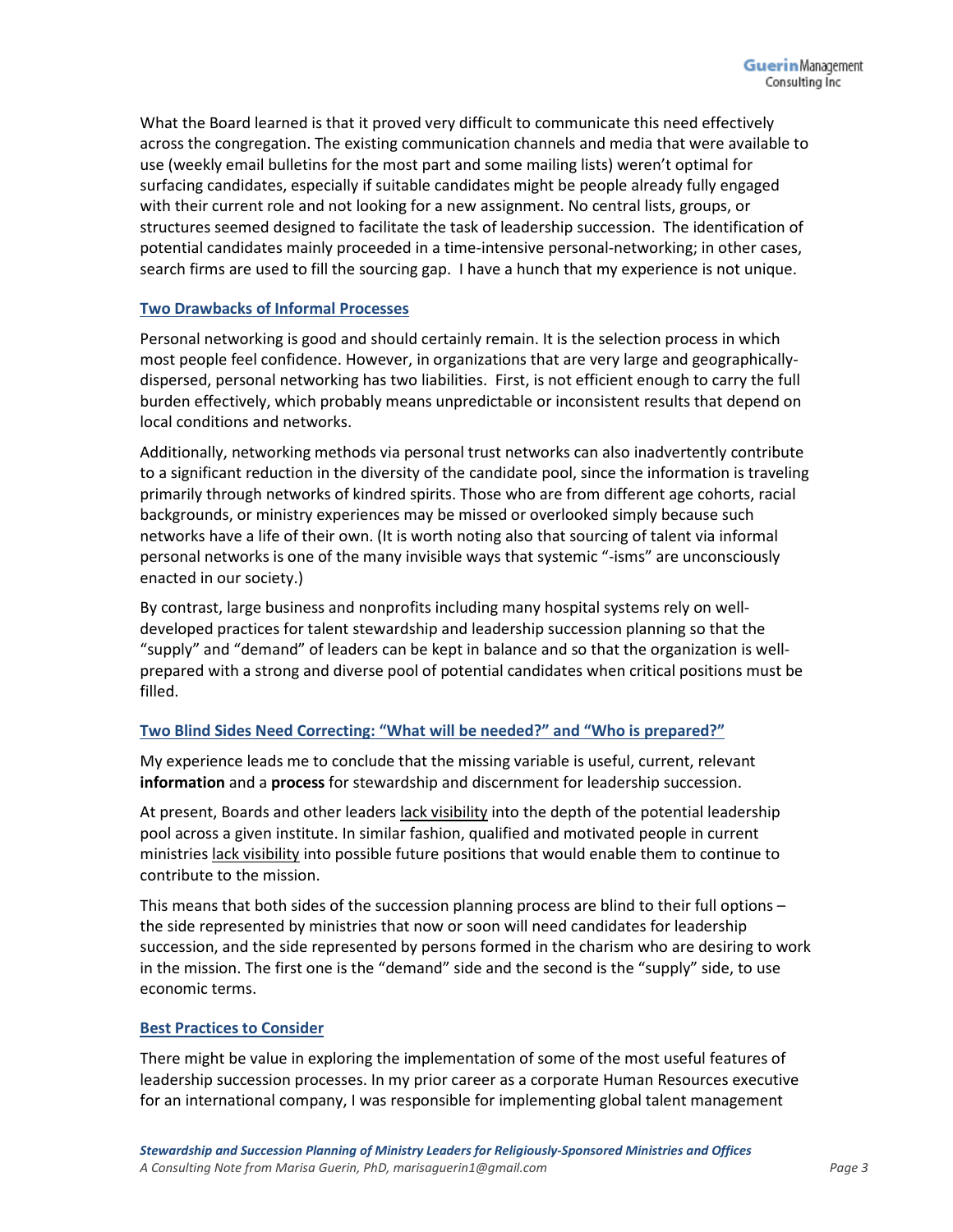What the Board learned is that it proved very difficult to communicate this need effectively across the congregation. The existing communication channels and media that were available to use (weekly email bulletins for the most part and some mailing lists) weren't optimal for surfacing candidates, especially if suitable candidates might be people already fully engaged with their current role and not looking for a new assignment. No central lists, groups, or structures seemed designed to facilitate the task of leadership succession. The identification of potential candidates mainly proceeded in a time-intensive personal-networking; in other cases, search firms are used to fill the sourcing gap. I have a hunch that my experience is not unique.

## Two Drawbacks of Informal Processes

Personal networking is good and should certainly remain. It is the selection process in which most people feel confidence. However, in organizations that are very large and geographically-dispersed, personal networking has two liabilities. First, is not efficient enough to carry the full burden effectively, which probably means unpredictable or inconsistent results that depend on local conditions and networks.

Additionally, networking methods via personal trust networks can also inadvertently contribute to a significant reduction in the diversity of the candidate pool, since the information is traveling primarily through networks of kindred spirits. Those who are from different age cohorts, racial backgrounds, or ministry experiences may be missed or overlooked simply because such networks have a life of their own. (It is worth noting also that sourcing of talent via informal personal networks is one of the many invisible ways that systemic "-isms" are unconsciously enacted in our society.)

By contrast, large business and nonprofits including many hospital systems rely on well-developed practices for talent stewardship and leadership succession planning so that the "supply" and "demand" of leaders can be kept in balance and so that the organization is well-prepared with a strong and diverse pool of potential candidates when critical positions must be filled.

## Two Blind Sides Need Correcting: "What will be needed?" and "Who is prepared?"

My experience leads me to conclude that the missing variable is useful, current, relevant **information** and a **process** for stewardship and discernment for leadership succession.

At present, Boards and other leaders lack visibility into the depth of the potential leadership pool across a given institute. In similar fashion, qualified and motivated people in current ministries lack visibility into possible future positions that would enable them to continue to contribute to the mission.

This means that both sides of the succession planning process are blind to their full options – the side represented by ministries that now or soon will need candidates for leadership succession, and the side represented by persons formed in the charism who are desiring to work in the mission. The first one is the "demand" side and the second is the "supply" side, to use economic terms.

## Best Practices to Consider

There might be value in exploring the implementation of some of the most useful features of leadership succession processes. In my prior career as a corporate Human Resources executive for an international company, I was responsible for implementing global talent management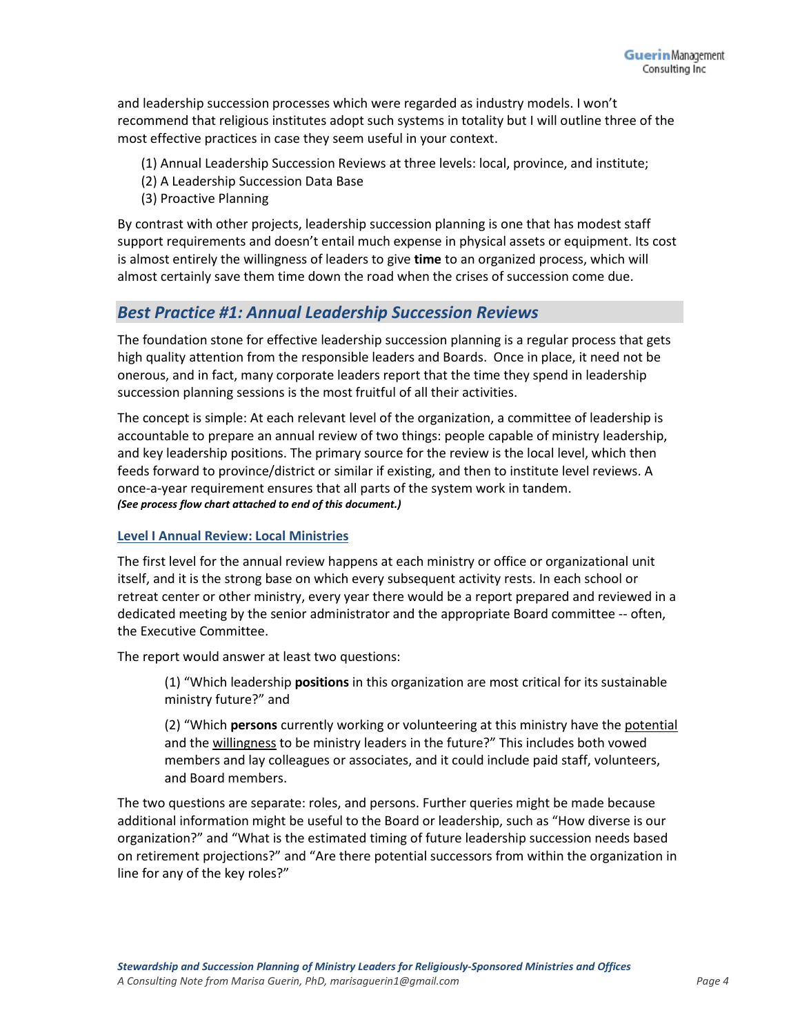and leadership succession processes which were regarded as industry models. I won't recommend that religious institutes adopt such systems in totality but I will outline three of the most effective practices in case they seem useful in your context.

(1) Annual Leadership Succession Reviews at three levels: local, province, and institute;
(2) A Leadership Succession Data Base
(3) Proactive Planning

By contrast with other projects, leadership succession planning is one that has modest staff support requirements and doesn't entail much expense in physical assets or equipment. Its cost is almost entirely the willingness of leaders to give **time** to an organized process, which will almost certainly save them time down the road when the crises of succession come due.

## *Best Practice #1: Annual Leadership Succession Reviews*

The foundation stone for effective leadership succession planning is a regular process that gets high quality attention from the responsible leaders and Boards. Once in place, it need not be onerous, and in fact, many corporate leaders report that the time they spend in leadership succession planning sessions is the most fruitful of all their activities.

The concept is simple: At each relevant level of the organization, a committee of leadership is accountable to prepare an annual review of two things: people capable of ministry leadership, and key leadership positions. The primary source for the review is the local level, which then feeds forward to province/district or similar if existing, and then to institute level reviews. A once-a-year requirement ensures that all parts of the system work in tandem.
***(See process flow chart attached to end of this document.)***

### Level I Annual Review: Local Ministries

The first level for the annual review happens at each ministry or office or organizational unit itself, and it is the strong base on which every subsequent activity rests. In each school or retreat center or other ministry, every year there would be a report prepared and reviewed in a dedicated meeting by the senior administrator and the appropriate Board committee -- often, the Executive Committee.

The report would answer at least two questions:

> (1) "Which leadership **positions** in this organization are most critical for its sustainable ministry future?" and
>
> (2) "Which **persons** currently working or volunteering at this ministry have the potential and the willingness to be ministry leaders in the future?" This includes both vowed members and lay colleagues or associates, and it could include paid staff, volunteers, and Board members.

The two questions are separate: roles, and persons. Further queries might be made because additional information might be useful to the Board or leadership, such as "How diverse is our organization?" and "What is the estimated timing of future leadership succession needs based on retirement projections?" and "Are there potential successors from within the organization in line for any of the key roles?"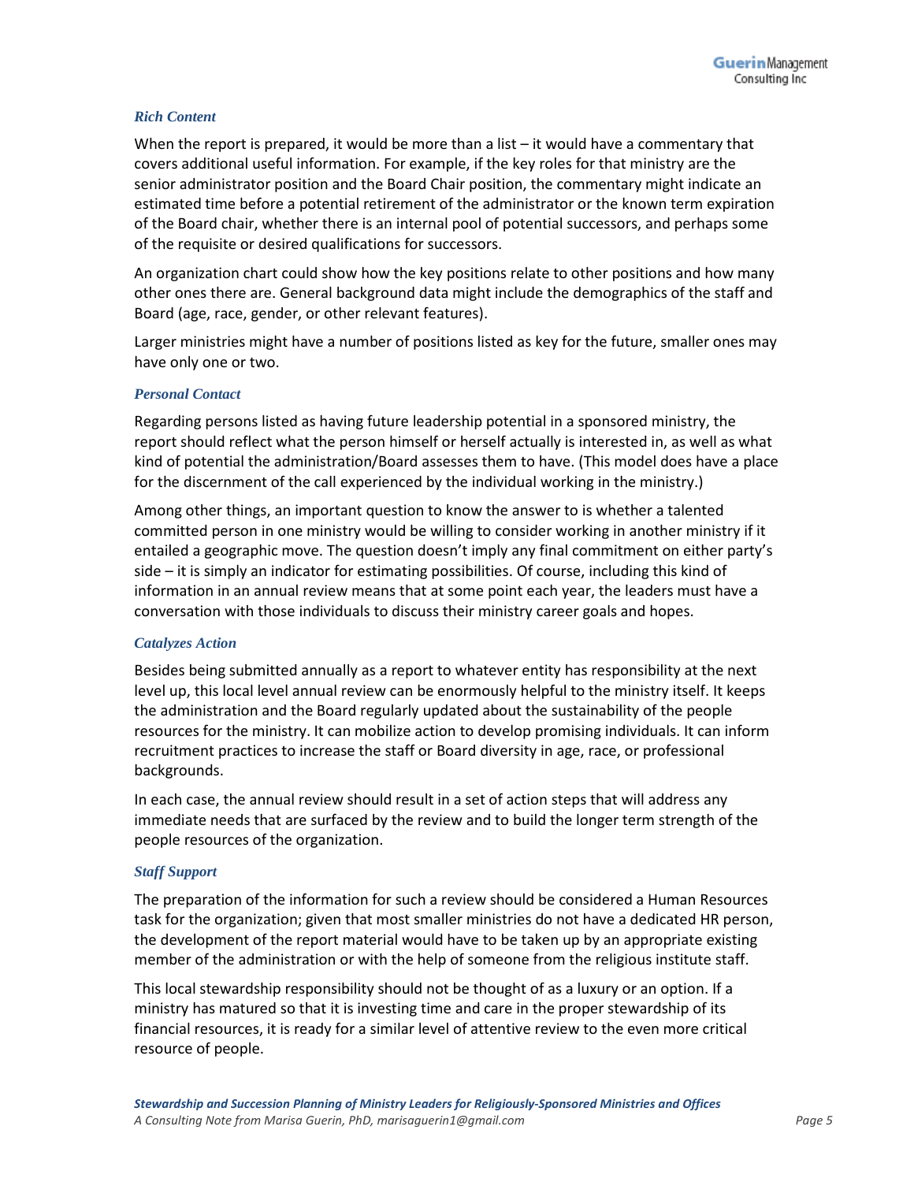### *Rich Content*

When the report is prepared, it would be more than a list – it would have a commentary that covers additional useful information. For example, if the key roles for that ministry are the senior administrator position and the Board Chair position, the commentary might indicate an estimated time before a potential retirement of the administrator or the known term expiration of the Board chair, whether there is an internal pool of potential successors, and perhaps some of the requisite or desired qualifications for successors.

An organization chart could show how the key positions relate to other positions and how many other ones there are. General background data might include the demographics of the staff and Board (age, race, gender, or other relevant features).

Larger ministries might have a number of positions listed as key for the future, smaller ones may have only one or two.

### *Personal Contact*

Regarding persons listed as having future leadership potential in a sponsored ministry, the report should reflect what the person himself or herself actually is interested in, as well as what kind of potential the administration/Board assesses them to have. (This model does have a place for the discernment of the call experienced by the individual working in the ministry.)

Among other things, an important question to know the answer to is whether a talented committed person in one ministry would be willing to consider working in another ministry if it entailed a geographic move. The question doesn't imply any final commitment on either party's side – it is simply an indicator for estimating possibilities. Of course, including this kind of information in an annual review means that at some point each year, the leaders must have a conversation with those individuals to discuss their ministry career goals and hopes.

### *Catalyzes Action*

Besides being submitted annually as a report to whatever entity has responsibility at the next level up, this local level annual review can be enormously helpful to the ministry itself. It keeps the administration and the Board regularly updated about the sustainability of the people resources for the ministry. It can mobilize action to develop promising individuals. It can inform recruitment practices to increase the staff or Board diversity in age, race, or professional backgrounds.

In each case, the annual review should result in a set of action steps that will address any immediate needs that are surfaced by the review and to build the longer term strength of the people resources of the organization.

### *Staff Support*

The preparation of the information for such a review should be considered a Human Resources task for the organization; given that most smaller ministries do not have a dedicated HR person, the development of the report material would have to be taken up by an appropriate existing member of the administration or with the help of someone from the religious institute staff.

This local stewardship responsibility should not be thought of as a luxury or an option. If a ministry has matured so that it is investing time and care in the proper stewardship of its financial resources, it is ready for a similar level of attentive review to the even more critical resource of people.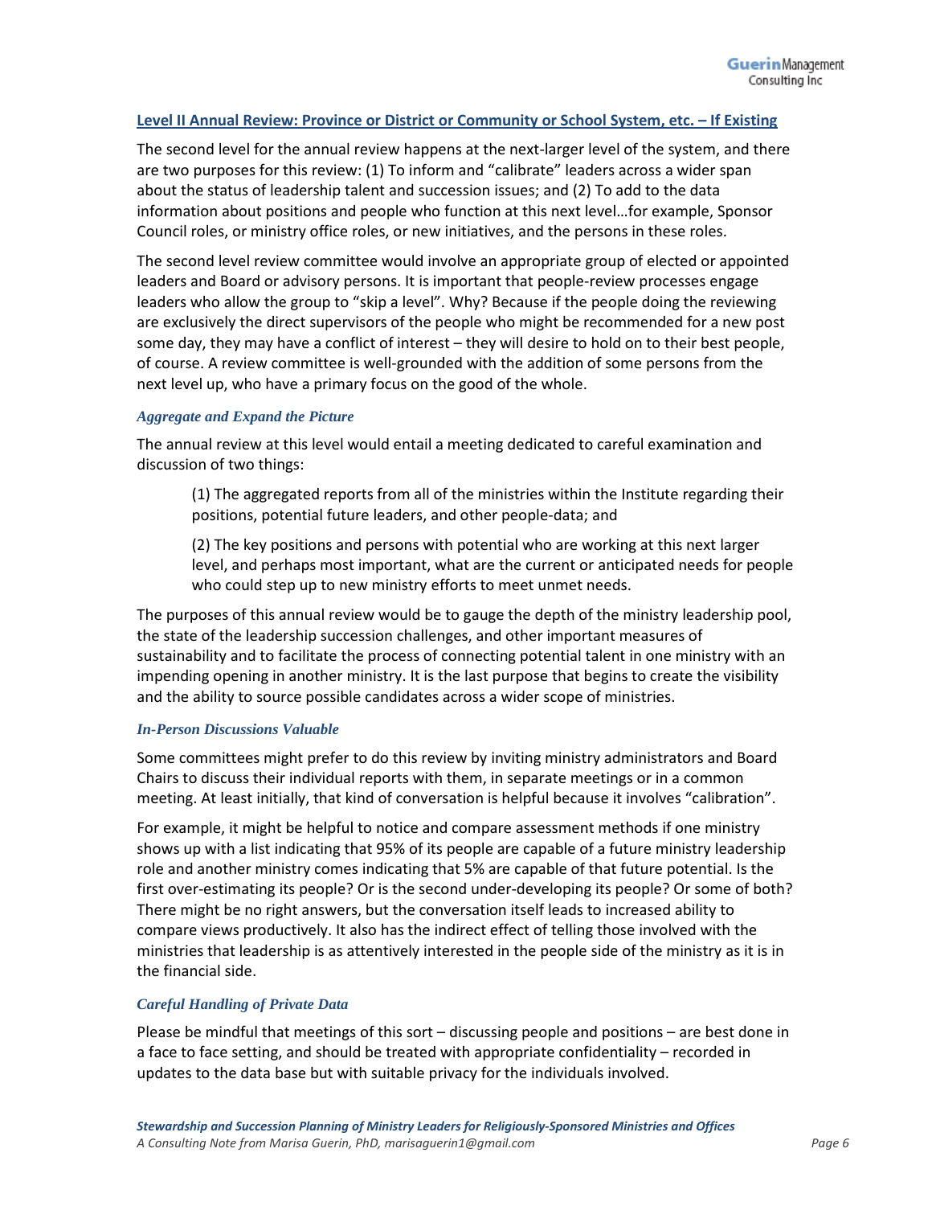## Level II Annual Review: Province or District or Community or School System, etc. – If Existing

The second level for the annual review happens at the next-larger level of the system, and there are two purposes for this review: (1) To inform and "calibrate" leaders across a wider span about the status of leadership talent and succession issues; and (2) To add to the data information about positions and people who function at this next level…for example, Sponsor Council roles, or ministry office roles, or new initiatives, and the persons in these roles.

The second level review committee would involve an appropriate group of elected or appointed leaders and Board or advisory persons. It is important that people-review processes engage leaders who allow the group to "skip a level". Why? Because if the people doing the reviewing are exclusively the direct supervisors of the people who might be recommended for a new post some day, they may have a conflict of interest – they will desire to hold on to their best people, of course. A review committee is well-grounded with the addition of some persons from the next level up, who have a primary focus on the good of the whole.

### *Aggregate and Expand the Picture*

The annual review at this level would entail a meeting dedicated to careful examination and discussion of two things:

> (1) The aggregated reports from all of the ministries within the Institute regarding their positions, potential future leaders, and other people-data; and
>
> (2) The key positions and persons with potential who are working at this next larger level, and perhaps most important, what are the current or anticipated needs for people who could step up to new ministry efforts to meet unmet needs.

The purposes of this annual review would be to gauge the depth of the ministry leadership pool, the state of the leadership succession challenges, and other important measures of sustainability and to facilitate the process of connecting potential talent in one ministry with an impending opening in another ministry. It is the last purpose that begins to create the visibility and the ability to source possible candidates across a wider scope of ministries.

### *In-Person Discussions Valuable*

Some committees might prefer to do this review by inviting ministry administrators and Board Chairs to discuss their individual reports with them, in separate meetings or in a common meeting. At least initially, that kind of conversation is helpful because it involves "calibration".

For example, it might be helpful to notice and compare assessment methods if one ministry shows up with a list indicating that 95% of its people are capable of a future ministry leadership role and another ministry comes indicating that 5% are capable of that future potential. Is the first over-estimating its people? Or is the second under-developing its people? Or some of both? There might be no right answers, but the conversation itself leads to increased ability to compare views productively. It also has the indirect effect of telling those involved with the ministries that leadership is as attentively interested in the people side of the ministry as it is in the financial side.

### *Careful Handling of Private Data*

Please be mindful that meetings of this sort – discussing people and positions – are best done in a face to face setting, and should be treated with appropriate confidentiality – recorded in updates to the data base but with suitable privacy for the individuals involved.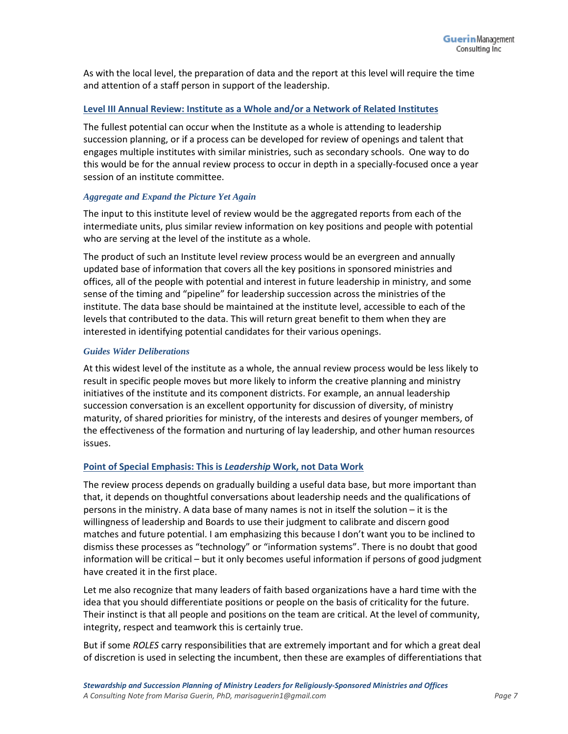As with the local level, the preparation of data and the report at this level will require the time and attention of a staff person in support of the leadership.

## Level III Annual Review: Institute as a Whole and/or a Network of Related Institutes

The fullest potential can occur when the Institute as a whole is attending to leadership succession planning, or if a process can be developed for review of openings and talent that engages multiple institutes with similar ministries, such as secondary schools. One way to do this would be for the annual review process to occur in depth in a specially-focused once a year session of an institute committee.

### *Aggregate and Expand the Picture Yet Again*

The input to this institute level of review would be the aggregated reports from each of the intermediate units, plus similar review information on key positions and people with potential who are serving at the level of the institute as a whole.

The product of such an Institute level review process would be an evergreen and annually updated base of information that covers all the key positions in sponsored ministries and offices, all of the people with potential and interest in future leadership in ministry, and some sense of the timing and "pipeline" for leadership succession across the ministries of the institute. The data base should be maintained at the institute level, accessible to each of the levels that contributed to the data. This will return great benefit to them when they are interested in identifying potential candidates for their various openings.

### *Guides Wider Deliberations*

At this widest level of the institute as a whole, the annual review process would be less likely to result in specific people moves but more likely to inform the creative planning and ministry initiatives of the institute and its component districts. For example, an annual leadership succession conversation is an excellent opportunity for discussion of diversity, of ministry maturity, of shared priorities for ministry, of the interests and desires of younger members, of the effectiveness of the formation and nurturing of lay leadership, and other human resources issues.

## Point of Special Emphasis: This is *Leadership* Work, not Data Work

The review process depends on gradually building a useful data base, but more important than that, it depends on thoughtful conversations about leadership needs and the qualifications of persons in the ministry. A data base of many names is not in itself the solution – it is the willingness of leadership and Boards to use their judgment to calibrate and discern good matches and future potential. I am emphasizing this because I don't want you to be inclined to dismiss these processes as "technology" or "information systems". There is no doubt that good information will be critical – but it only becomes useful information if persons of good judgment have created it in the first place.

Let me also recognize that many leaders of faith based organizations have a hard time with the idea that you should differentiate positions or people on the basis of criticality for the future. Their instinct is that all people and positions on the team are critical. At the level of community, integrity, respect and teamwork this is certainly true.

But if some *ROLES* carry responsibilities that are extremely important and for which a great deal of discretion is used in selecting the incumbent, then these are examples of differentiations that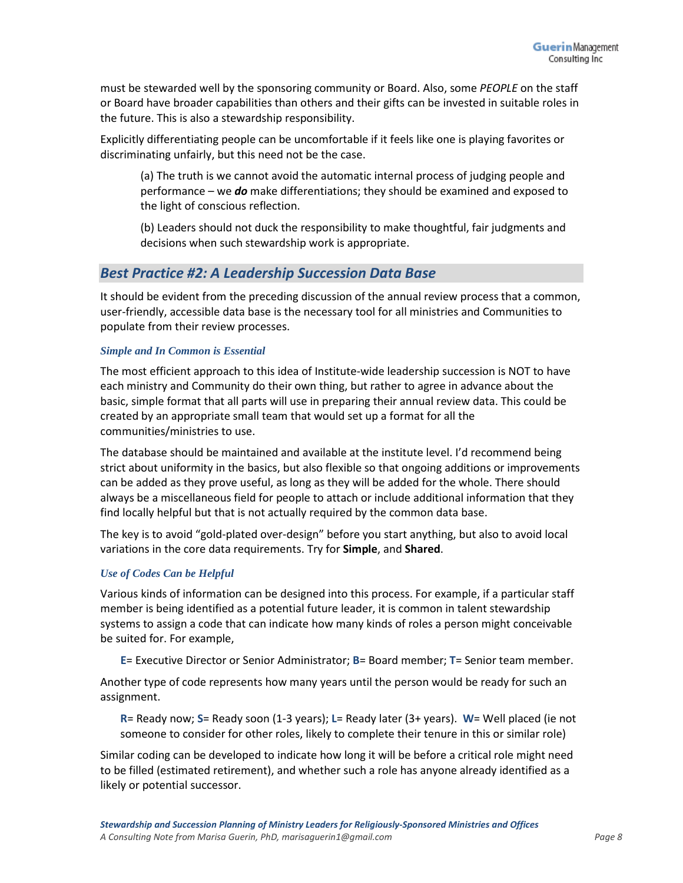must be stewarded well by the sponsoring community or Board. Also, some *PEOPLE* on the staff or Board have broader capabilities than others and their gifts can be invested in suitable roles in the future. This is also a stewardship responsibility.

Explicitly differentiating people can be uncomfortable if it feels like one is playing favorites or discriminating unfairly, but this need not be the case.

> (a) The truth is we cannot avoid the automatic internal process of judging people and performance – we ***do*** make differentiations; they should be examined and exposed to the light of conscious reflection.
>
> (b) Leaders should not duck the responsibility to make thoughtful, fair judgments and decisions when such stewardship work is appropriate.

## *Best Practice #2: A Leadership Succession Data Base*

It should be evident from the preceding discussion of the annual review process that a common, user-friendly, accessible data base is the necessary tool for all ministries and Communities to populate from their review processes.

### *Simple and In Common is Essential*

The most efficient approach to this idea of Institute-wide leadership succession is NOT to have each ministry and Community do their own thing, but rather to agree in advance about the basic, simple format that all parts will use in preparing their annual review data. This could be created by an appropriate small team that would set up a format for all the communities/ministries to use.

The database should be maintained and available at the institute level. I'd recommend being strict about uniformity in the basics, but also flexible so that ongoing additions or improvements can be added as they prove useful, as long as they will be added for the whole. There should always be a miscellaneous field for people to attach or include additional information that they find locally helpful but that is not actually required by the common data base.

The key is to avoid "gold-plated over-design" before you start anything, but also to avoid local variations in the core data requirements. Try for **Simple**, and **Shared**.

### *Use of Codes Can be Helpful*

Various kinds of information can be designed into this process. For example, if a particular staff member is being identified as a potential future leader, it is common in talent stewardship systems to assign a code that can indicate how many kinds of roles a person might conceivable be suited for. For example,

> **E**= Executive Director or Senior Administrator; **B**= Board member; **T**= Senior team member.

Another type of code represents how many years until the person would be ready for such an assignment.

> **R**= Ready now; **S**= Ready soon (1-3 years); **L**= Ready later (3+ years). **W**= Well placed (ie not someone to consider for other roles, likely to complete their tenure in this or similar role)

Similar coding can be developed to indicate how long it will be before a critical role might need to be filled (estimated retirement), and whether such a role has anyone already identified as a likely or potential successor.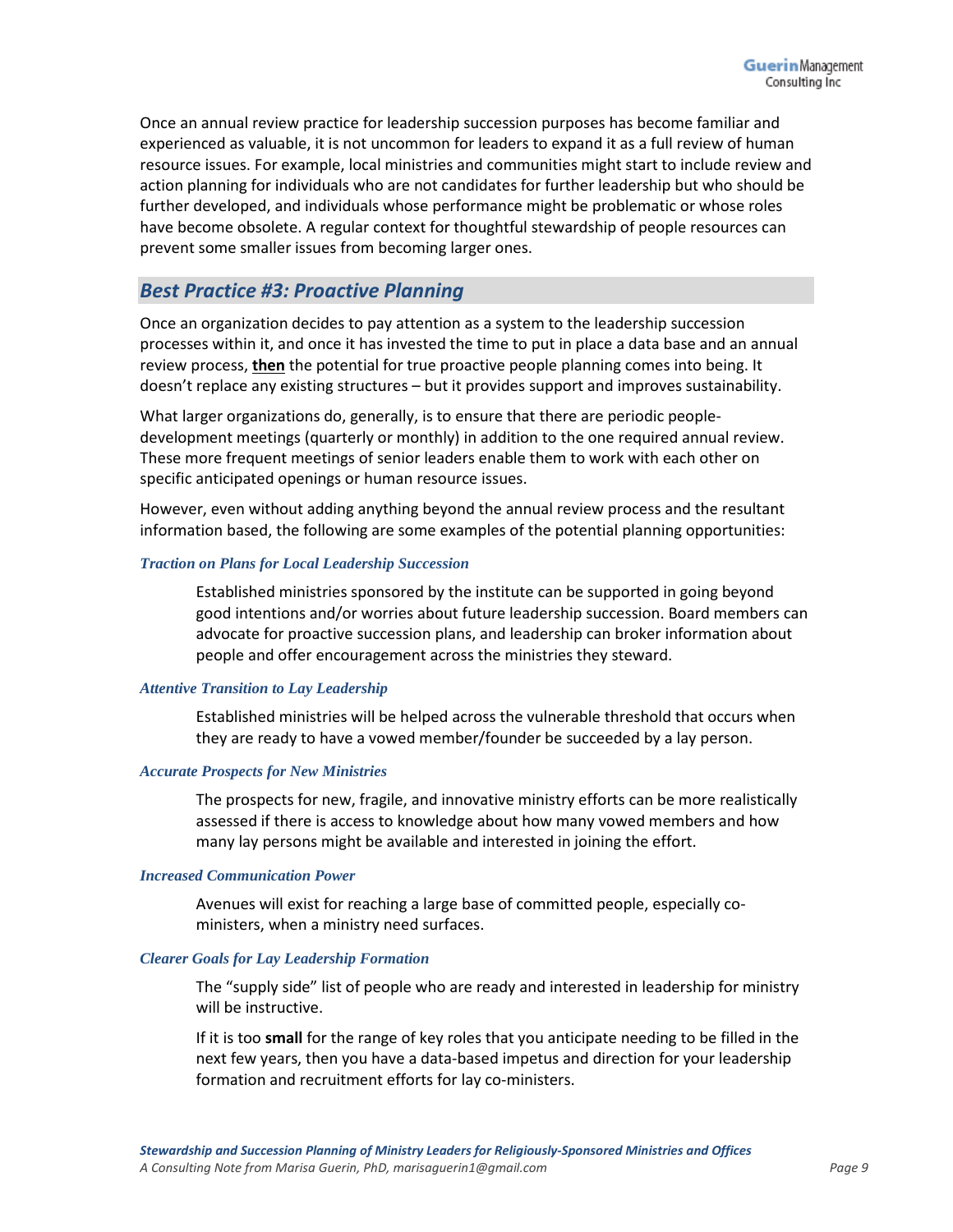Once an annual review practice for leadership succession purposes has become familiar and experienced as valuable, it is not uncommon for leaders to expand it as a full review of human resource issues. For example, local ministries and communities might start to include review and action planning for individuals who are not candidates for further leadership but who should be further developed, and individuals whose performance might be problematic or whose roles have become obsolete. A regular context for thoughtful stewardship of people resources can prevent some smaller issues from becoming larger ones.

## *Best Practice #3: Proactive Planning*

Once an organization decides to pay attention as a system to the leadership succession processes within it, and once it has invested the time to put in place a data base and an annual review process, **then** the potential for true proactive people planning comes into being. It doesn't replace any existing structures – but it provides support and improves sustainability.

What larger organizations do, generally, is to ensure that there are periodic people-development meetings (quarterly or monthly) in addition to the one required annual review. These more frequent meetings of senior leaders enable them to work with each other on specific anticipated openings or human resource issues.

However, even without adding anything beyond the annual review process and the resultant information based, the following are some examples of the potential planning opportunities:

#### *Traction on Plans for Local Leadership Succession*

Established ministries sponsored by the institute can be supported in going beyond good intentions and/or worries about future leadership succession. Board members can advocate for proactive succession plans, and leadership can broker information about people and offer encouragement across the ministries they steward.

#### *Attentive Transition to Lay Leadership*

Established ministries will be helped across the vulnerable threshold that occurs when they are ready to have a vowed member/founder be succeeded by a lay person.

#### *Accurate Prospects for New Ministries*

The prospects for new, fragile, and innovative ministry efforts can be more realistically assessed if there is access to knowledge about how many vowed members and how many lay persons might be available and interested in joining the effort.

#### *Increased Communication Power*

Avenues will exist for reaching a large base of committed people, especially co-ministers, when a ministry need surfaces.

#### *Clearer Goals for Lay Leadership Formation*

The "supply side" list of people who are ready and interested in leadership for ministry will be instructive.

If it is too **small** for the range of key roles that you anticipate needing to be filled in the next few years, then you have a data-based impetus and direction for your leadership formation and recruitment efforts for lay co-ministers.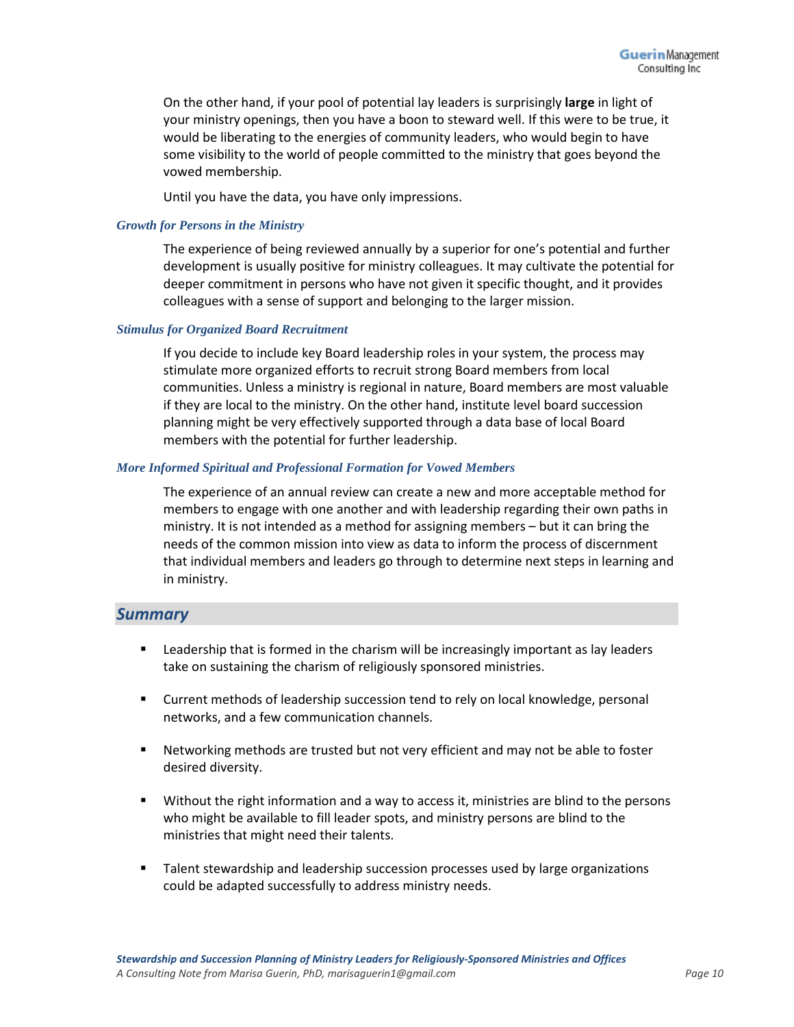On the other hand, if your pool of potential lay leaders is surprisingly **large** in light of your ministry openings, then you have a boon to steward well. If this were to be true, it would be liberating to the energies of community leaders, who would begin to have some visibility to the world of people committed to the ministry that goes beyond the vowed membership.

Until you have the data, you have only impressions.

### *Growth for Persons in the Ministry*

The experience of being reviewed annually by a superior for one's potential and further development is usually positive for ministry colleagues. It may cultivate the potential for deeper commitment in persons who have not given it specific thought, and it provides colleagues with a sense of support and belonging to the larger mission.

### *Stimulus for Organized Board Recruitment*

If you decide to include key Board leadership roles in your system, the process may stimulate more organized efforts to recruit strong Board members from local communities. Unless a ministry is regional in nature, Board members are most valuable if they are local to the ministry. On the other hand, institute level board succession planning might be very effectively supported through a data base of local Board members with the potential for further leadership.

### *More Informed Spiritual and Professional Formation for Vowed Members*

The experience of an annual review can create a new and more acceptable method for members to engage with one another and with leadership regarding their own paths in ministry. It is not intended as a method for assigning members – but it can bring the needs of the common mission into view as data to inform the process of discernment that individual members and leaders go through to determine next steps in learning and in ministry.

## *Summary*

- Leadership that is formed in the charism will be increasingly important as lay leaders take on sustaining the charism of religiously sponsored ministries.
- Current methods of leadership succession tend to rely on local knowledge, personal networks, and a few communication channels.
- Networking methods are trusted but not very efficient and may not be able to foster desired diversity.
- Without the right information and a way to access it, ministries are blind to the persons who might be available to fill leader spots, and ministry persons are blind to the ministries that might need their talents.
- Talent stewardship and leadership succession processes used by large organizations could be adapted successfully to address ministry needs.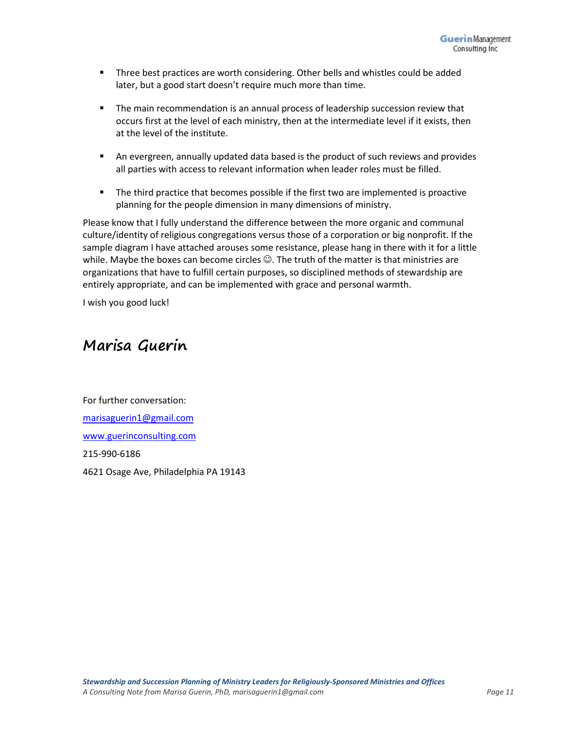- Three best practices are worth considering. Other bells and whistles could be added later, but a good start doesn't require much more than time.

- The main recommendation is an annual process of leadership succession review that occurs first at the level of each ministry, then at the intermediate level if it exists, then at the level of the institute.

- An evergreen, annually updated data based is the product of such reviews and provides all parties with access to relevant information when leader roles must be filled.

- The third practice that becomes possible if the first two are implemented is proactive planning for the people dimension in many dimensions of ministry.

Please know that I fully understand the difference between the more organic and communal culture/identity of religious congregations versus those of a corporation or big nonprofit. If the sample diagram I have attached arouses some resistance, please hang in there with it for a little while. Maybe the boxes can become circles ☺. The truth of the matter is that ministries are organizations that have to fulfill certain purposes, so disciplined methods of stewardship are entirely appropriate, and can be implemented with grace and personal warmth.

I wish you good luck!

**Marisa Guerin**

For further conversation:

marisaguerin1@gmail.com

www.guerinconsulting.com

215-990-6186

4621 Osage Ave, Philadelphia PA 19143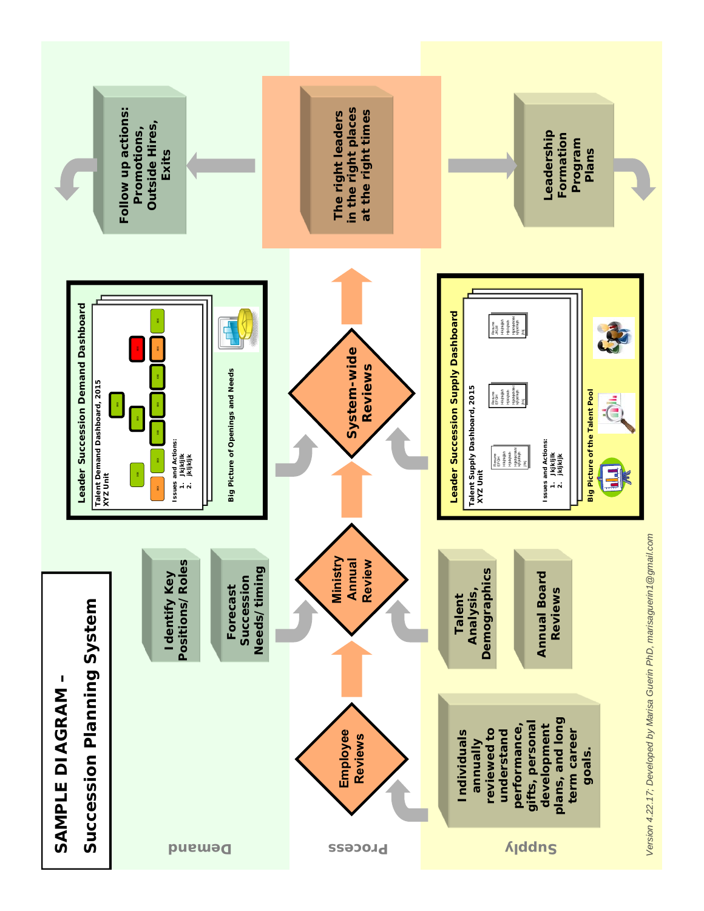# SAMPLE DIAGRAM - Succession Planning System

**Demand**

**Process**

**Supply**

Identify Key Positions/ Roles

Forecast Succession Needs/ timing

Employee Reviews

Ministry Annual Review

System-wide Reviews

Individuals annually reviewed to understand performance, gifts, personal development plans, and long term career goals.

Talent Analysis, Demographics

Annual Board Reviews

**Leader Succession Demand Dashboard**

Talent Demand Dashboard, 2015
XYZ Unit

Issues and Actions:
1. Jkjkijlk
2. jkljkjk

Big Picture of Openings and Needs

**Leader Succession Supply Dashboard**

Talent Supply Dashboard, 2015
XYZ Unit

Issues and Actions:
1. Jkjkijlk
2. jkljkjk

Big Picture of the Talent Pool

Follow up actions: Promotions, Outside Hires, Exits

The right leaders in the right places at the right times

Leadership Formation Program Plans

*Version 4.22.17; Developed by Marisa Guerin PhD, marisaguerin1@gmail.com*